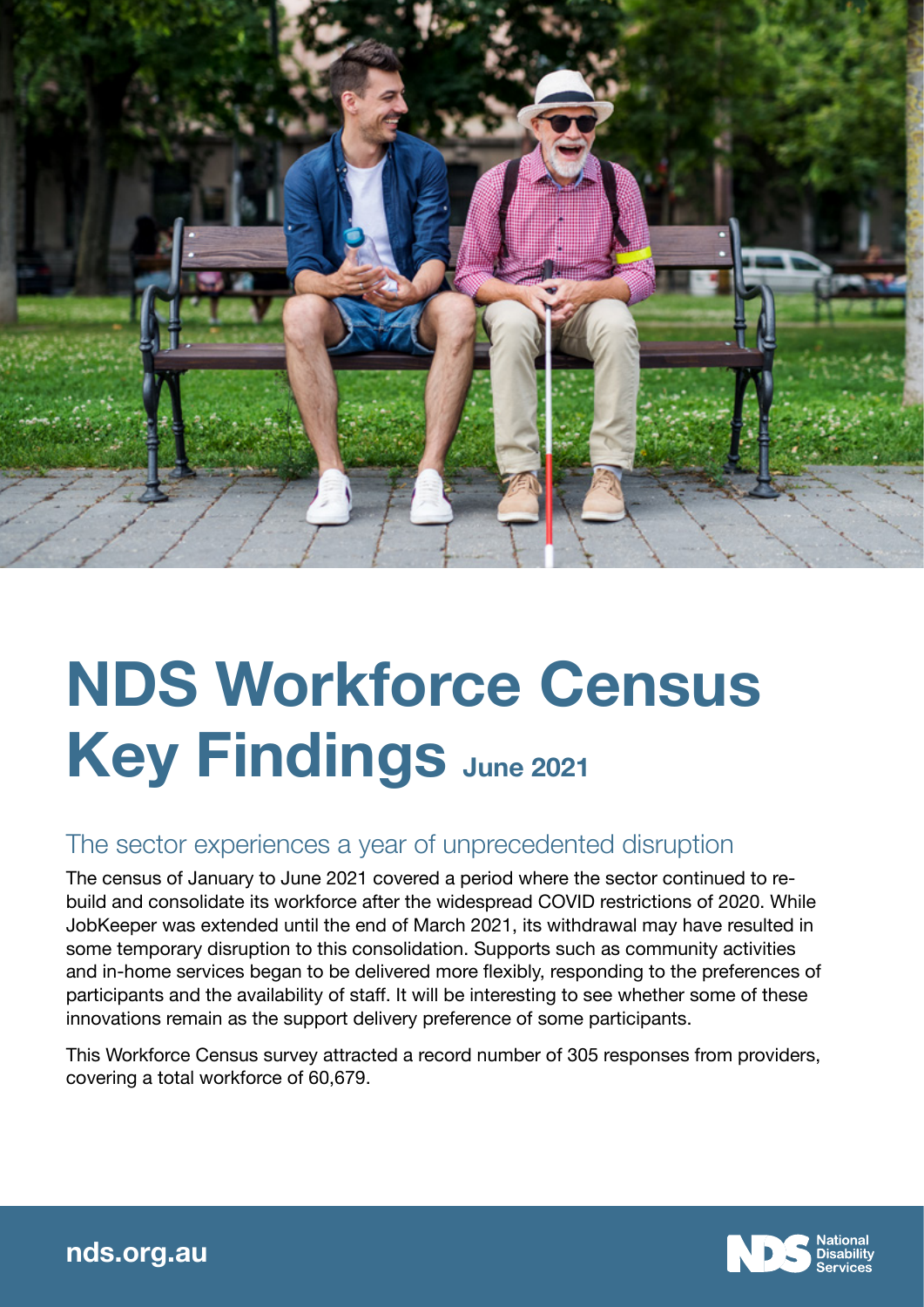# NDS Workforce Census Key Findings June 2021

## The sector experiences a year of unprecedented disruption

The census of January to June 2021 covered a period where the sector continued to re-build and consolidate its workforce after the widespread COVID restrictions of 2020. While JobKeeper was extended until the end of March 2021, its withdrawal may have resulted in some temporary disruption to this consolidation. Supports such as community activities and in-home services began to be delivered more flexibly, responding to the preferences of participants and the availability of staff. It will be interesting to see whether some of these innovations remain as the support delivery preference of some participants.

This Workforce Census survey attracted a record number of 305 responses from providers, covering a total workforce of 60,679.

nds.org.au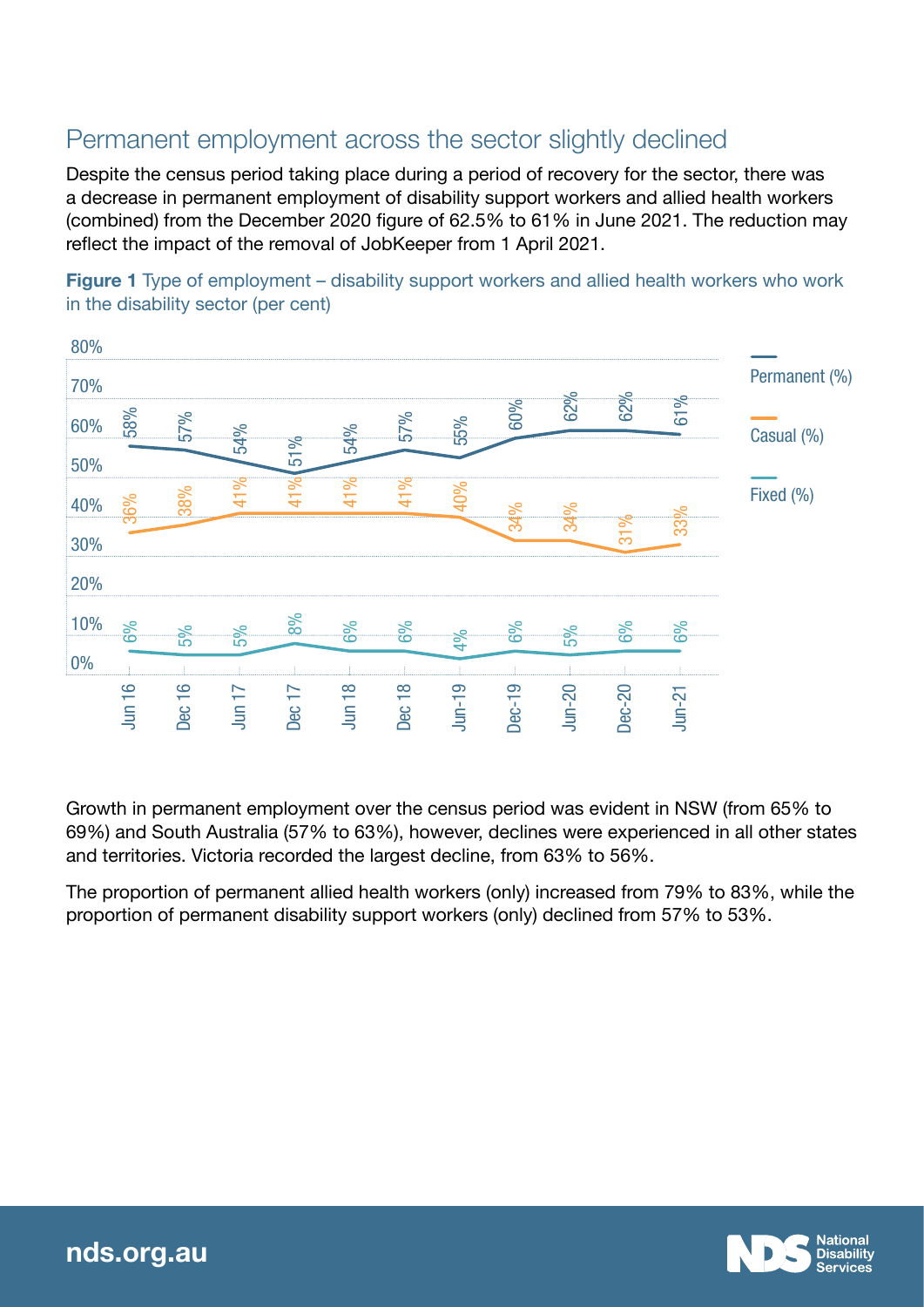## Permanent employment across the sector slightly declined

Despite the census period taking place during a period of recovery for the sector, there was a decrease in permanent employment of disability support workers and allied health workers (combined) from the December 2020 figure of 62.5% to 61% in June 2021. The reduction may reflect the impact of the removal of JobKeeper from 1 April 2021.

**Figure 1** Type of employment – disability support workers and allied health workers who work in the disability sector (per cent)

| | Jun 16 | Dec 16 | Jun 17 | Dec 17 | Jun 18 | Dec 18 | Jun-19 | Dec-19 | Jun-20 | Dec-20 | Jun-21 |
|---|---|---|---|---|---|---|---|---|---|---|---|
| Permanent (%) | 58% | 57% | 54% | 51% | 54% | 57% | 55% | 60% | 62% | 62% | 61% |
| Casual (%) | 36% | 38% | 41% | 41% | 41% | 41% | 40% | 34% | 34% | 31% | 33% |
| Fixed (%) | 6% | 5% | 5% | 8% | 6% | 6% | 4% | 6% | 5% | 6% | 6% |

Growth in permanent employment over the census period was evident in NSW (from 65% to 69%) and South Australia (57% to 63%), however, declines were experienced in all other states and territories. Victoria recorded the largest decline, from 63% to 56%.

The proportion of permanent allied health workers (only) increased from 79% to 83%, while the proportion of permanent disability support workers (only) declined from 57% to 53%.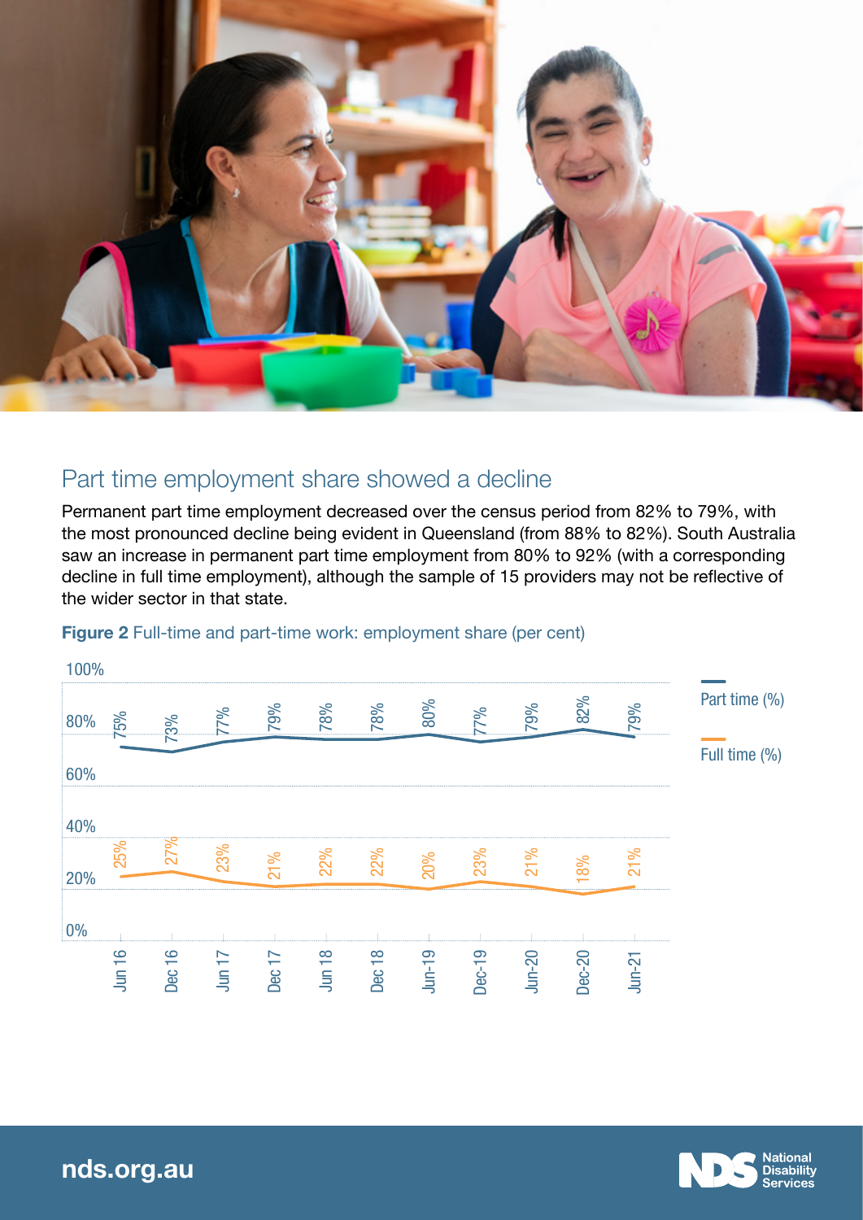## Part time employment share showed a decline

Permanent part time employment decreased over the census period from 82% to 79%, with the most pronounced decline being evident in Queensland (from 88% to 82%). South Australia saw an increase in permanent part time employment from 80% to 92% (with a corresponding decline in full time employment), although the sample of 15 providers may not be reflective of the wider sector in that state.

**Figure 2** Full-time and part-time work: employment share (per cent)

| | Jun 16 | Dec 16 | Jun 17 | Dec 17 | Jun 18 | Dec 18 | Jun-19 | Dec-19 | Jun-20 | Dec-20 | Jun-21 |
|---|---|---|---|---|---|---|---|---|---|---|---|
| Part time (%) | 75% | 73% | 77% | 79% | 78% | 78% | 80% | 77% | 79% | 82% | 79% |
| Full time (%) | 25% | 27% | 23% | 21% | 22% | 22% | 20% | 23% | 21% | 18% | 21% |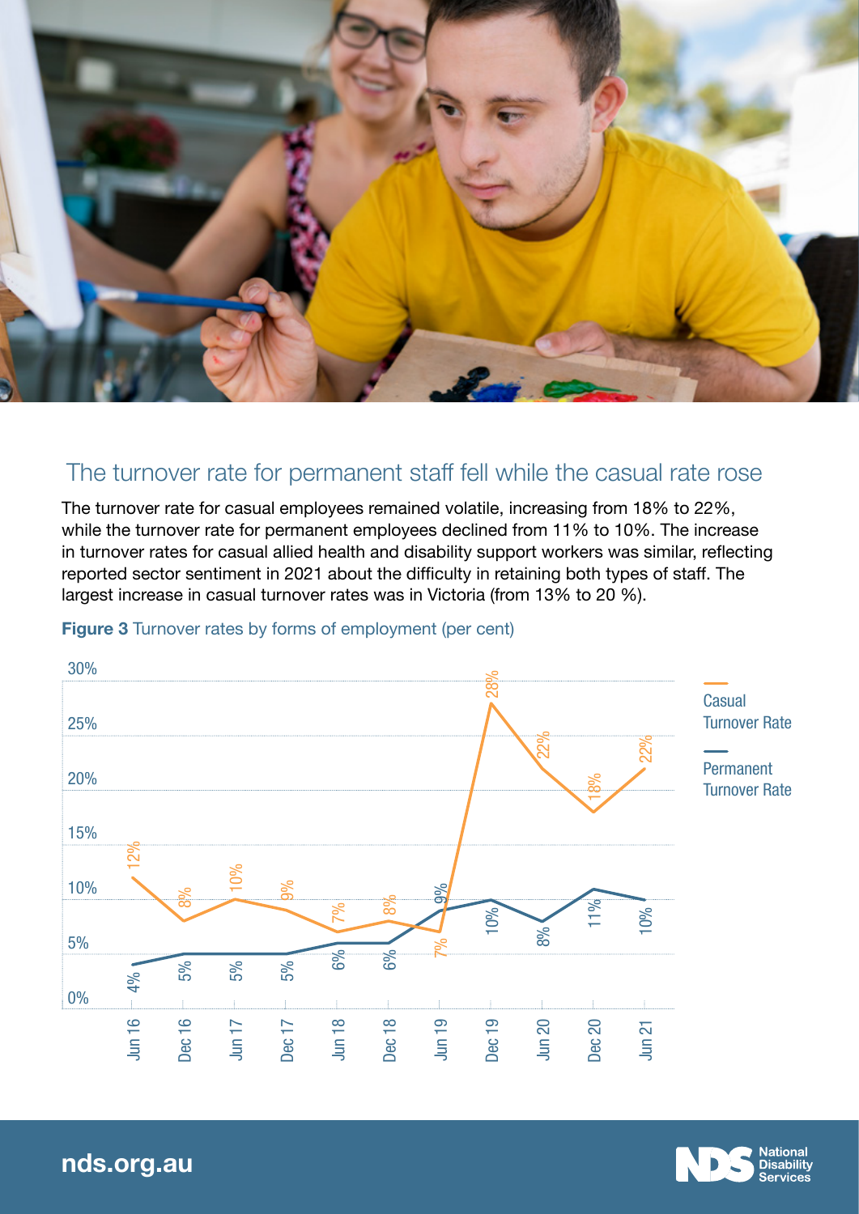## The turnover rate for permanent staff fell while the casual rate rose

The turnover rate for casual employees remained volatile, increasing from 18% to 22%, while the turnover rate for permanent employees declined from 11% to 10%. The increase in turnover rates for casual allied health and disability support workers was similar, reflecting reported sector sentiment in 2021 about the difficulty in retaining both types of staff. The largest increase in casual turnover rates was in Victoria (from 13% to 20 %).

**Figure 3** Turnover rates by forms of employment (per cent)

| | Jun 16 | Dec 16 | Jun 17 | Dec 17 | Jun 18 | Dec 18 | Jun 19 | Dec 19 | Jun 20 | Dec 20 | Jun 21 |
|---|---|---|---|---|---|---|---|---|---|---|---|
| Casual Turnover Rate | 12% | 8% | 10% | 9% | 7% | 8% | 7% | 28% | 22% | 18% | 22% |
| Permanent Turnover Rate | 4% | 5% | 5% | 5% | 6% | 6% | 9% | 10% | 8% | 11% | 10% |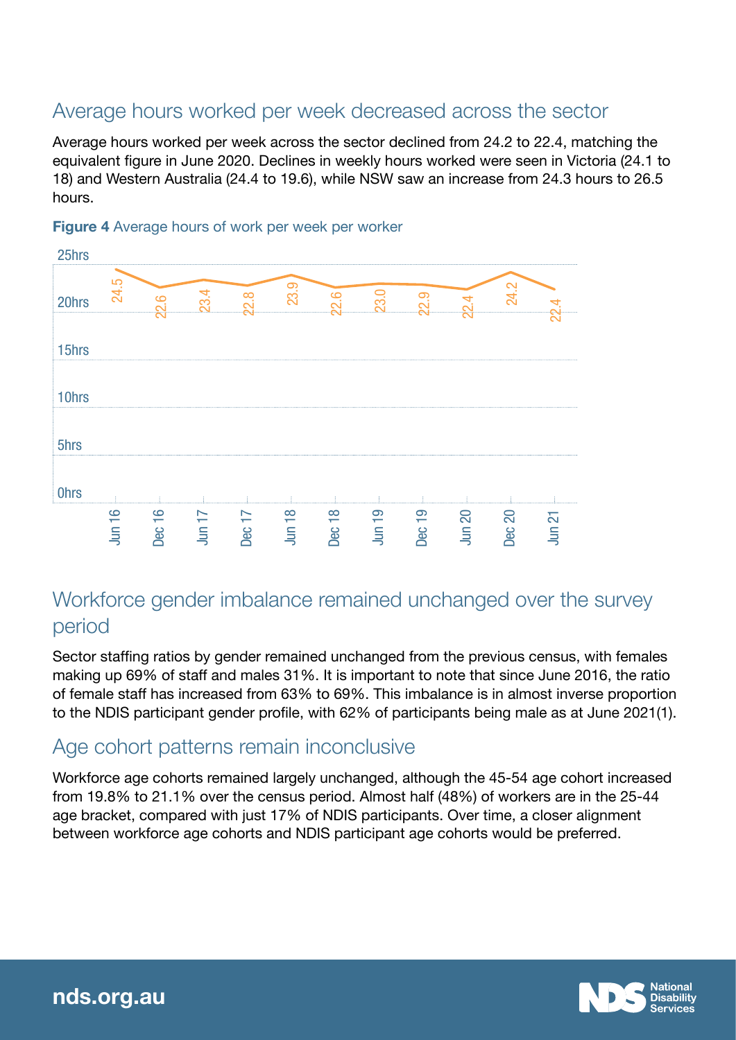## Average hours worked per week decreased across the sector

Average hours worked per week across the sector declined from 24.2 to 22.4, matching the equivalent figure in June 2020. Declines in weekly hours worked were seen in Victoria (24.1 to 18) and Western Australia (24.4 to 19.6), while NSW saw an increase from 24.3 hours to 26.5 hours.

**Figure 4** Average hours of work per week per worker

| Period | Average hours |
|---|---|
| Jun 16 | 24.5 |
| Dec 16 | 22.6 |
| Jun 17 | 23.4 |
| Dec 17 | 22.8 |
| Jun 18 | 23.9 |
| Dec 18 | 22.6 |
| Jun 19 | 23.0 |
| Dec 19 | 22.9 |
| Jun 20 | 22.4 |
| Dec 20 | 24.2 |
| Jun 21 | 22.4 |

## Workforce gender imbalance remained unchanged over the survey period

Sector staffing ratios by gender remained unchanged from the previous census, with females making up 69% of staff and males 31%. It is important to note that since June 2016, the ratio of female staff has increased from 63% to 69%. This imbalance is in almost inverse proportion to the NDIS participant gender profile, with 62% of participants being male as at June 2021(1).

## Age cohort patterns remain inconclusive

Workforce age cohorts remained largely unchanged, although the 45-54 age cohort increased from 19.8% to 21.1% over the census period. Almost half (48%) of workers are in the 25-44 age bracket, compared with just 17% of NDIS participants. Over time, a closer alignment between workforce age cohorts and NDIS participant age cohorts would be preferred.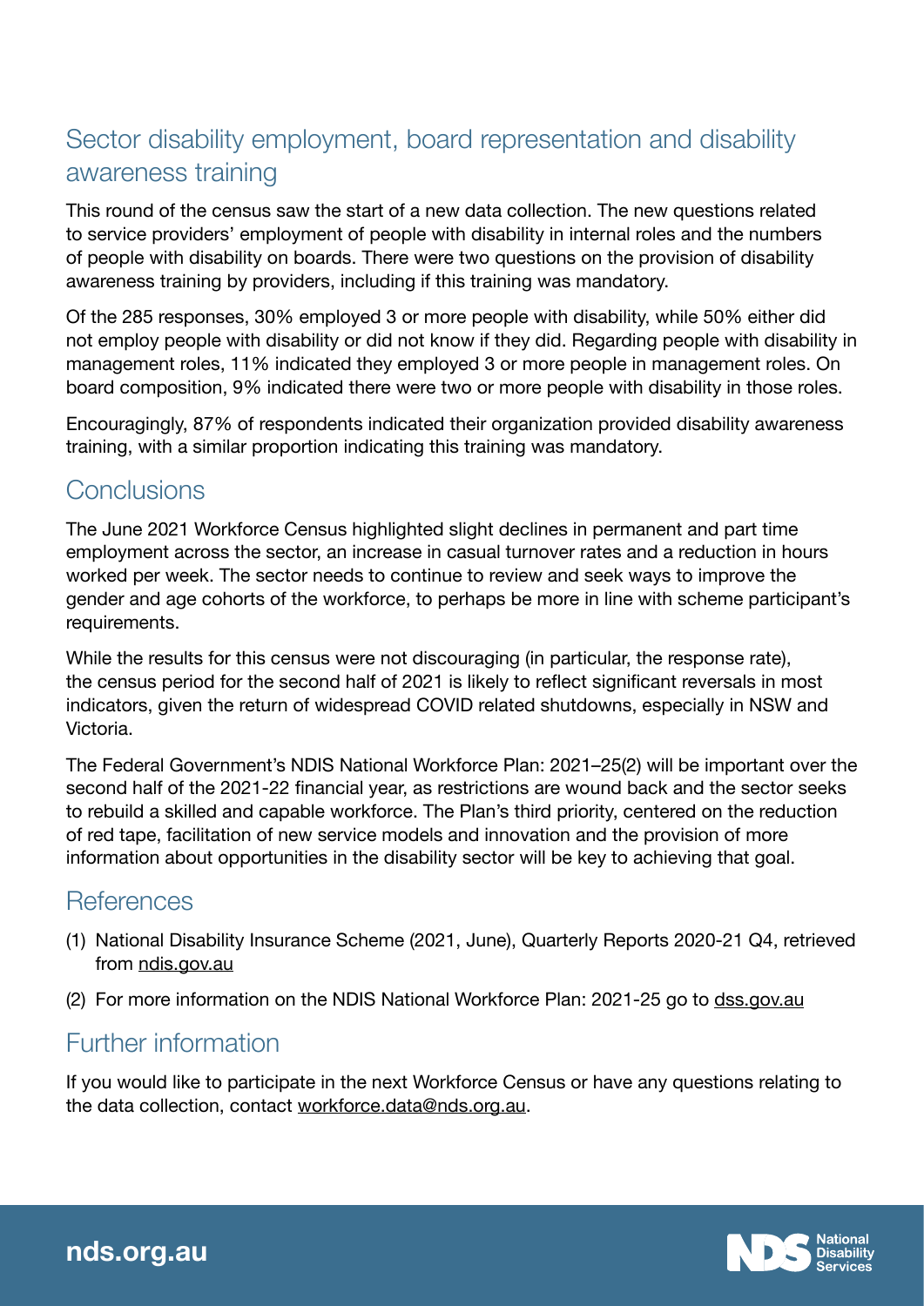## Sector disability employment, board representation and disability awareness training

This round of the census saw the start of a new data collection. The new questions related to service providers' employment of people with disability in internal roles and the numbers of people with disability on boards. There were two questions on the provision of disability awareness training by providers, including if this training was mandatory.

Of the 285 responses, 30% employed 3 or more people with disability, while 50% either did not employ people with disability or did not know if they did. Regarding people with disability in management roles, 11% indicated they employed 3 or more people in management roles. On board composition, 9% indicated there were two or more people with disability in those roles.

Encouragingly, 87% of respondents indicated their organization provided disability awareness training, with a similar proportion indicating this training was mandatory.

## Conclusions

The June 2021 Workforce Census highlighted slight declines in permanent and part time employment across the sector, an increase in casual turnover rates and a reduction in hours worked per week. The sector needs to continue to review and seek ways to improve the gender and age cohorts of the workforce, to perhaps be more in line with scheme participant's requirements.

While the results for this census were not discouraging (in particular, the response rate), the census period for the second half of 2021 is likely to reflect significant reversals in most indicators, given the return of widespread COVID related shutdowns, especially in NSW and Victoria.

The Federal Government's NDIS National Workforce Plan: 2021–25(2) will be important over the second half of the 2021-22 financial year, as restrictions are wound back and the sector seeks to rebuild a skilled and capable workforce. The Plan's third priority, centered on the reduction of red tape, facilitation of new service models and innovation and the provision of more information about opportunities in the disability sector will be key to achieving that goal.

## References

(1) National Disability Insurance Scheme (2021, June), Quarterly Reports 2020-21 Q4, retrieved from ndis.gov.au

(2) For more information on the NDIS National Workforce Plan: 2021-25 go to dss.gov.au

## Further information

If you would like to participate in the next Workforce Census or have any questions relating to the data collection, contact workforce.data@nds.org.au.

**nds.org.au**

National Disability Services